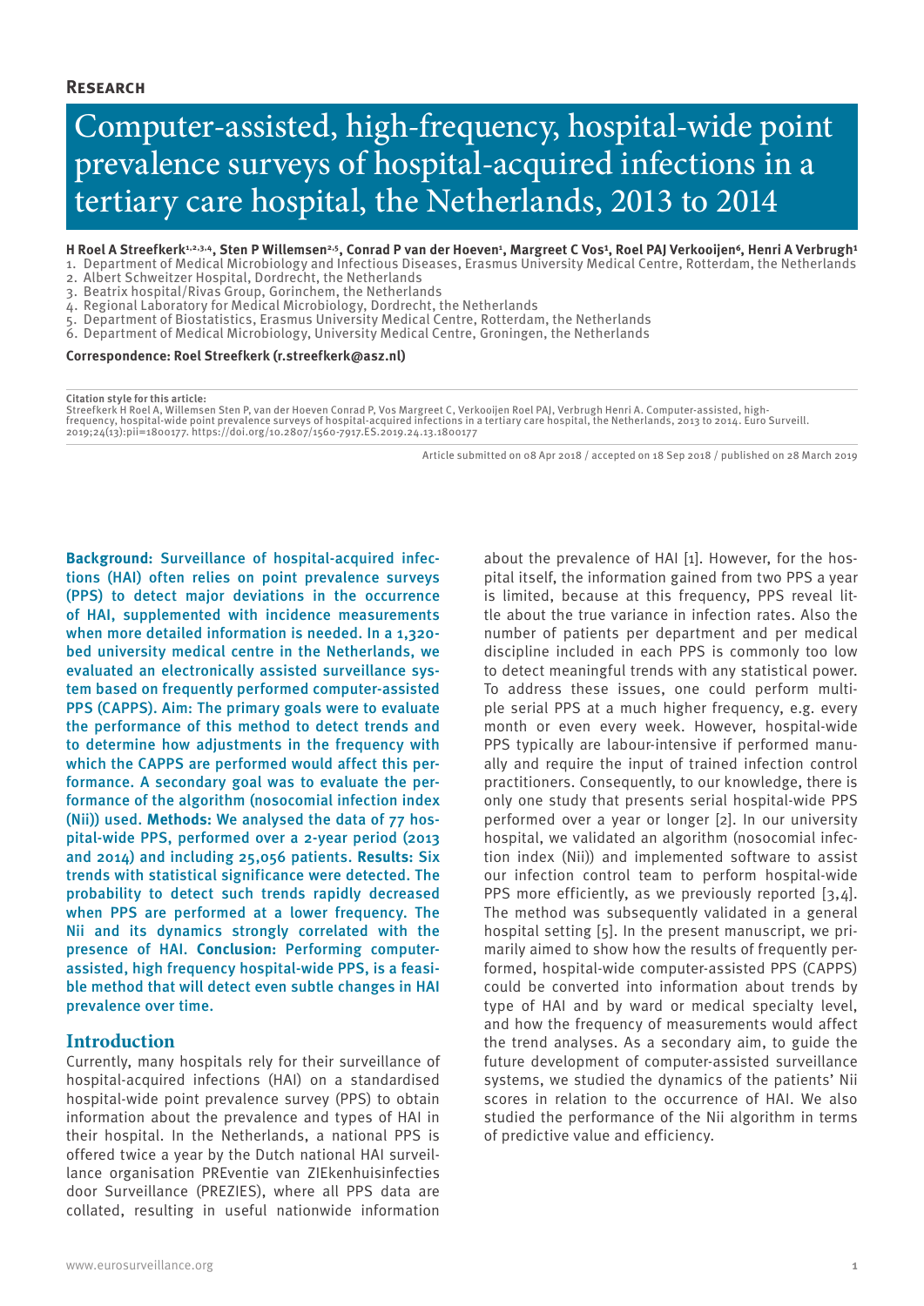**Research**

# Computer-assisted, high-frequency, hospital-wide point prevalence surveys of hospital-acquired infections in a tertiary care hospital, the Netherlands, 2013 to 2014

**H Roel A Streefkerk[1,2,3,4], Sten P Willemsen[2,5], Conrad P van der Hoeven[1], Margreet C Vos[1], Roel PAJ Verkooijen[6], Henri A Verbrugh[1]**

1. Department of Medical Microbiology and Infectious Diseases, Erasmus University Medical Centre, Rotterdam, the Netherlands
2. Albert Schweitzer Hospital, Dordrecht, the Netherlands
3. Beatrix hospital/Rivas Group, Gorinchem, the Netherlands
4. Regional Laboratory for Medical Microbiology, Dordrecht, the Netherlands
5. Department of Biostatistics, Erasmus University Medical Centre, Rotterdam, the Netherlands
6. Department of Medical Microbiology, University Medical Centre, Groningen, the Netherlands

**Correspondence: Roel Streefkerk (r.streefkerk@asz.nl)**

**Citation style for this article:**
Streefkerk H Roel A, Willemsen Sten P, van der Hoeven Conrad P, Vos Margreet C, Verkooijen Roel PAJ, Verbrugh Henri A. Computer-assisted, high-frequency, hospital-wide point prevalence surveys of hospital-acquired infections in a tertiary care hospital, the Netherlands, 2013 to 2014. Euro Surveill. 2019;24(13):pii=1800177. https://doi.org/10.2807/1560-7917.ES.2019.24.13.1800177

Article submitted on 08 Apr 2018 / accepted on 18 Sep 2018 / published on 28 March 2019

**Background:** Surveillance of hospital-acquired infections (HAI) often relies on point prevalence surveys (PPS) to detect major deviations in the occurrence of HAI, supplemented with incidence measurements when more detailed information is needed. In a 1,320-bed university medical centre in the Netherlands, we evaluated an electronically assisted surveillance system based on frequently performed computer-assisted PPS (CAPPS). Aim: The primary goals were to evaluate the performance of this method to detect trends and to determine how adjustments in the frequency with which the CAPPS are performed would affect this performance. A secondary goal was to evaluate the performance of the algorithm (nosocomial infection index (Nii)) used. **Methods:** We analysed the data of 77 hospital-wide PPS, performed over a 2-year period (2013 and 2014) and including 25,056 patients. **Results:** Six trends with statistical significance were detected. The probability to detect such trends rapidly decreased when PPS are performed at a lower frequency. The Nii and its dynamics strongly correlated with the presence of HAI. **Conclusion:** Performing computer-assisted, high frequency hospital-wide PPS, is a feasible method that will detect even subtle changes in HAI prevalence over time.

## Introduction

Currently, many hospitals rely for their surveillance of hospital-acquired infections (HAI) on a standardised hospital-wide point prevalence survey (PPS) to obtain information about the prevalence and types of HAI in their hospital. In the Netherlands, a national PPS is offered twice a year by the Dutch national HAI surveillance organisation PREventie van ZIEkenhuisinfecties door Surveillance (PREZIES), where all PPS data are collated, resulting in useful nationwide information about the prevalence of HAI [1]. However, for the hospital itself, the information gained from two PPS a year is limited, because at this frequency, PPS reveal little about the true variance in infection rates. Also the number of patients per department and per medical discipline included in each PPS is commonly too low to detect meaningful trends with any statistical power. To address these issues, one could perform multiple serial PPS at a much higher frequency, e.g. every month or even every week. However, hospital-wide PPS typically are labour-intensive if performed manually and require the input of trained infection control practitioners. Consequently, to our knowledge, there is only one study that presents serial hospital-wide PPS performed over a year or longer [2]. In our university hospital, we validated an algorithm (nosocomial infection index (Nii)) and implemented software to assist our infection control team to perform hospital-wide PPS more efficiently, as we previously reported [3,4]. The method was subsequently validated in a general hospital setting [5]. In the present manuscript, we primarily aimed to show how the results of frequently performed, hospital-wide computer-assisted PPS (CAPPS) could be converted into information about trends by type of HAI and by ward or medical specialty level, and how the frequency of measurements would affect the trend analyses. As a secondary aim, to guide the future development of computer-assisted surveillance systems, we studied the dynamics of the patients' Nii scores in relation to the occurrence of HAI. We also studied the performance of the Nii algorithm in terms of predictive value and efficiency.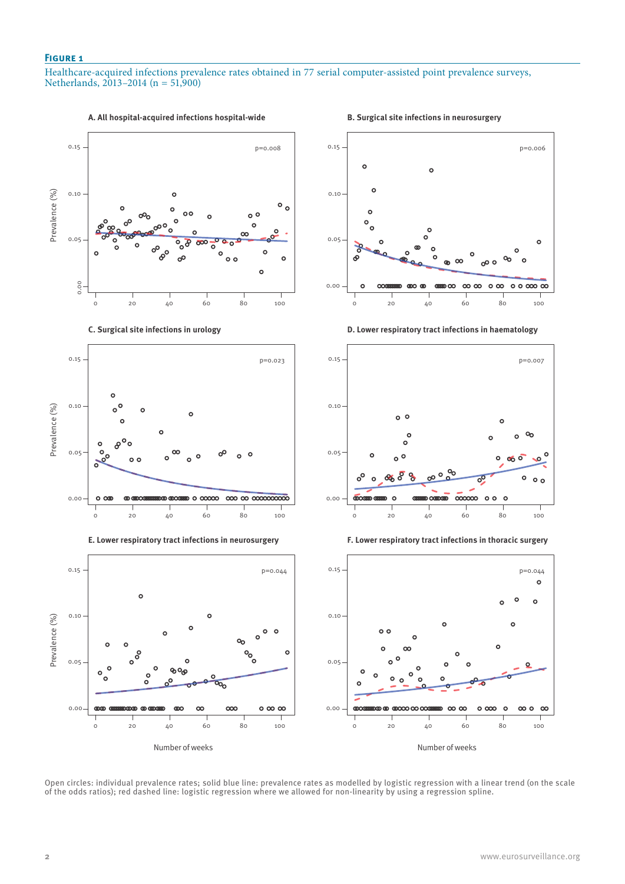**Figure 1**

Healthcare-acquired infections prevalence rates obtained in 77 serial computer-assisted point prevalence surveys, Netherlands, 2013–2014 (n = 51,900)

A. All hospital-acquired infections hospital-wide

B. Surgical site infections in neurosurgery

C. Surgical site infections in urology

D. Lower respiratory tract infections in haematology

E. Lower respiratory tract infections in neurosurgery

F. Lower respiratory tract infections in thoracic surgery

Open circles: individual prevalence rates; solid blue line: prevalence rates as modelled by logistic regression with a linear trend (on the scale of the odds ratios); red dashed line: logistic regression where we allowed for non-linearity by using a regression spline.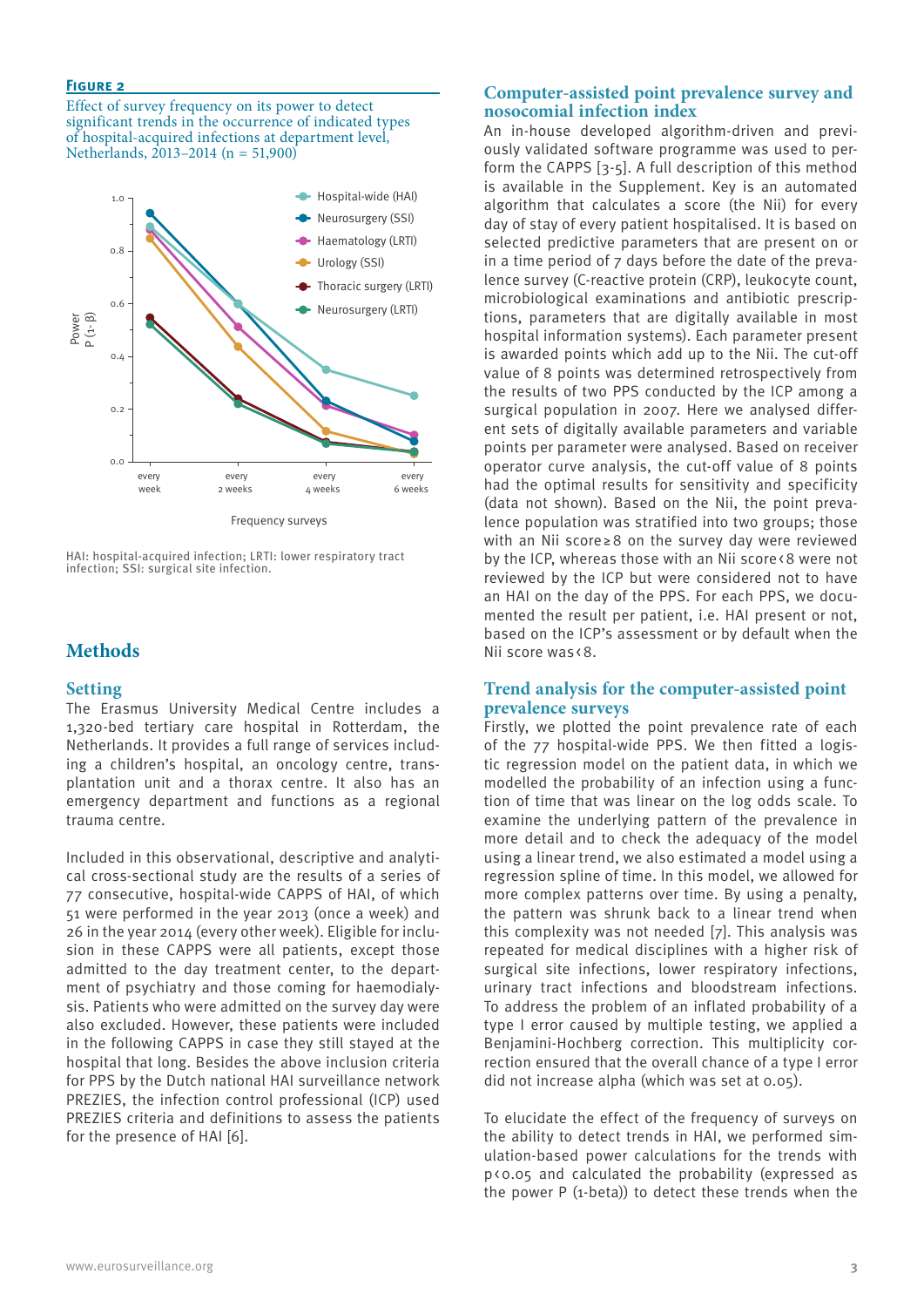**Figure 2**

Effect of survey frequency on its power to detect significant trends in the occurrence of indicated types of hospital-acquired infections at department level, Netherlands, 2013–2014 (n = 51,900)

HAI: hospital-acquired infection; LRTI: lower respiratory tract infection; SSI: surgical site infection.

## Methods

### Setting

The Erasmus University Medical Centre includes a 1,320-bed tertiary care hospital in Rotterdam, the Netherlands. It provides a full range of services including a children's hospital, an oncology centre, transplantation unit and a thorax centre. It also has an emergency department and functions as a regional trauma centre.

Included in this observational, descriptive and analytical cross-sectional study are the results of a series of 77 consecutive, hospital-wide CAPPS of HAI, of which 51 were performed in the year 2013 (once a week) and 26 in the year 2014 (every other week). Eligible for inclusion in these CAPPS were all patients, except those admitted to the day treatment center, to the department of psychiatry and those coming for haemodialysis. Patients who were admitted on the survey day were also excluded. However, these patients were included in the following CAPPS in case they still stayed at the hospital that long. Besides the above inclusion criteria for PPS by the Dutch national HAI surveillance network PREZIES, the infection control professional (ICP) used PREZIES criteria and definitions to assess the patients for the presence of HAI [6].

### Computer-assisted point prevalence survey and nosocomial infection index

An in-house developed algorithm-driven and previously validated software programme was used to perform the CAPPS [3-5]. A full description of this method is available in the Supplement. Key is an automated algorithm that calculates a score (the Nii) for every day of stay of every patient hospitalised. It is based on selected predictive parameters that are present on or in a time period of 7 days before the date of the prevalence survey (C-reactive protein (CRP), leukocyte count, microbiological examinations and antibiotic prescriptions, parameters that are digitally available in most hospital information systems). Each parameter present is awarded points which add up to the Nii. The cut-off value of 8 points was determined retrospectively from the results of two PPS conducted by the ICP among a surgical population in 2007. Here we analysed different sets of digitally available parameters and variable points per parameter were analysed. Based on receiver operator curve analysis, the cut-off value of 8 points had the optimal results for sensitivity and specificity (data not shown). Based on the Nii, the point prevalence population was stratified into two groups; those with an Nii score ≥ 8 on the survey day were reviewed by the ICP, whereas those with an Nii score < 8 were not reviewed by the ICP but were considered not to have an HAI on the day of the PPS. For each PPS, we documented the result per patient, i.e. HAI present or not, based on the ICP's assessment or by default when the Nii score was < 8.

### Trend analysis for the computer-assisted point prevalence surveys

Firstly, we plotted the point prevalence rate of each of the 77 hospital-wide PPS. We then fitted a logistic regression model on the patient data, in which we modelled the probability of an infection using a function of time that was linear on the log odds scale. To examine the underlying pattern of the prevalence in more detail and to check the adequacy of the model using a linear trend, we also estimated a model using a regression spline of time. In this model, we allowed for more complex patterns over time. By using a penalty, the pattern was shrunk back to a linear trend when this complexity was not needed [7]. This analysis was repeated for medical disciplines with a higher risk of surgical site infections, lower respiratory infections, urinary tract infections and bloodstream infections. To address the problem of an inflated probability of a type I error caused by multiple testing, we applied a Benjamini-Hochberg correction. This multiplicity correction ensured that the overall chance of a type I error did not increase alpha (which was set at 0.05).

To elucidate the effect of the frequency of surveys on the ability to detect trends in HAI, we performed simulation-based power calculations for the trends with $p < 0.05$ and calculated the probability (expressed as the power P (1-beta)) to detect these trends when the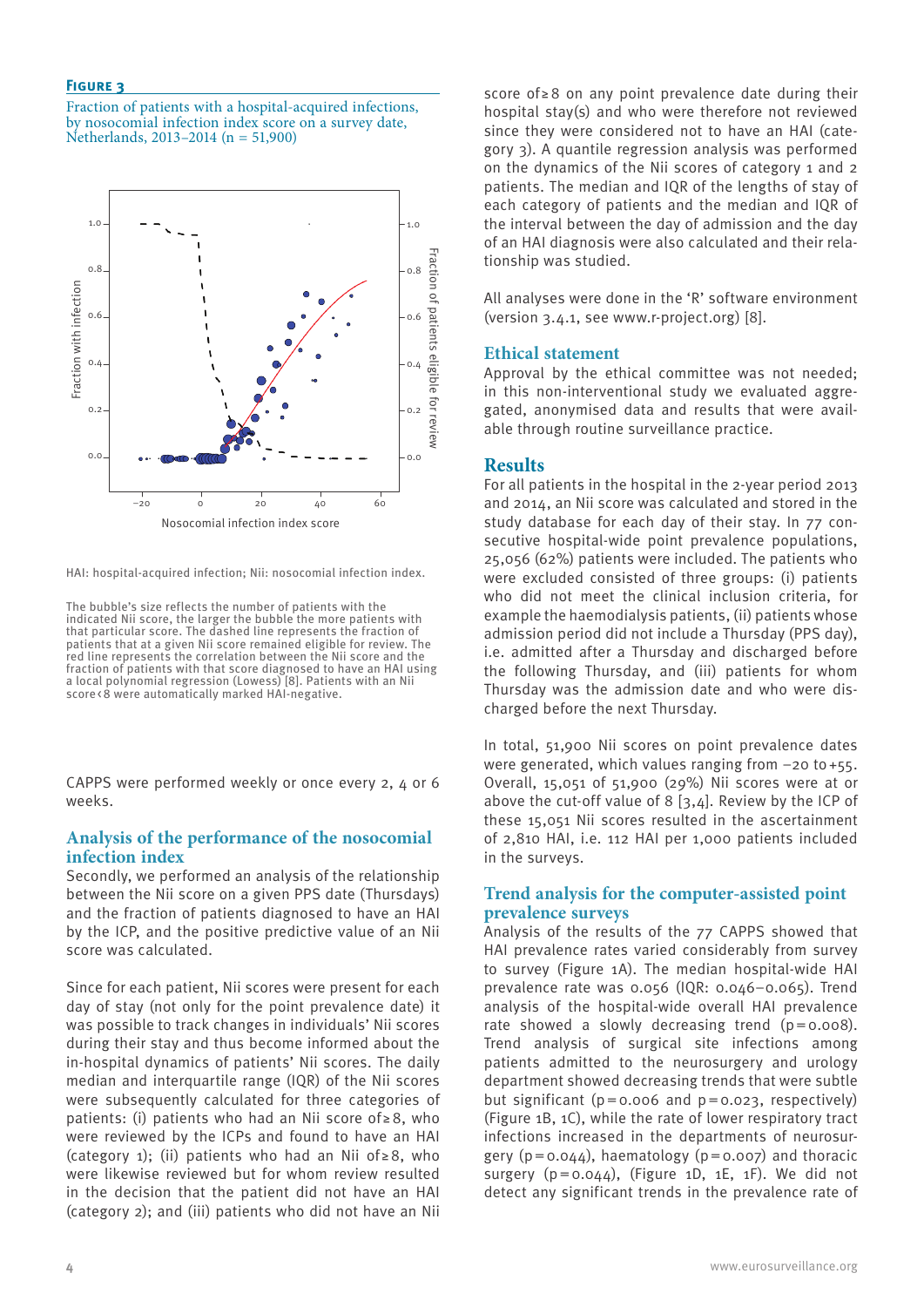**Figure 3**

Fraction of patients with a hospital-acquired infections, by nosocomial infection index score on a survey date, Netherlands, 2013–2014 (n = 51,900)

HAI: hospital-acquired infection; Nii: nosocomial infection index.

The bubble's size reflects the number of patients with the indicated Nii score, the larger the bubble the more patients with that particular score. The dashed line represents the fraction of patients that at a given Nii score remained eligible for review. The red line represents the correlation between the Nii score and the fraction of patients with that score diagnosed to have an HAI using a local polynomial regression (Lowess) [8]. Patients with an Nii score < 8 were automatically marked HAI-negative.

CAPPS were performed weekly or once every 2, 4 or 6 weeks.

## Analysis of the performance of the nosocomial infection index

Secondly, we performed an analysis of the relationship between the Nii score on a given PPS date (Thursdays) and the fraction of patients diagnosed to have an HAI by the ICP, and the positive predictive value of an Nii score was calculated.

Since for each patient, Nii scores were present for each day of stay (not only for the point prevalence date) it was possible to track changes in individuals' Nii scores during their stay and thus become informed about the in-hospital dynamics of patients' Nii scores. The daily median and interquartile range (IQR) of the Nii scores were subsequently calculated for three categories of patients: (i) patients who had an Nii score of ≥ 8, who were reviewed by the ICPs and found to have an HAI (category 1); (ii) patients who had an Nii of ≥ 8, who were likewise reviewed but for whom review resulted in the decision that the patient did not have an HAI (category 2); and (iii) patients who did not have an Nii score of ≥ 8 on any point prevalence date during their hospital stay(s) and who were therefore not reviewed since they were considered not to have an HAI (category 3). A quantile regression analysis was performed on the dynamics of the Nii scores of category 1 and 2 patients. The median and IQR of the lengths of stay of each category of patients and the median and IQR of the interval between the day of admission and the day of an HAI diagnosis were also calculated and their relationship was studied.

All analyses were done in the 'R' software environment (version 3.4.1, see www.r-project.org) [8].

## Ethical statement

Approval by the ethical committee was not needed; in this non-interventional study we evaluated aggregated, anonymised data and results that were available through routine surveillance practice.

## Results

For all patients in the hospital in the 2-year period 2013 and 2014, an Nii score was calculated and stored in the study database for each day of their stay. In 77 consecutive hospital-wide point prevalence populations, 25,056 (62%) patients were included. The patients who were excluded consisted of three groups: (i) patients who did not meet the clinical inclusion criteria, for example the haemodialysis patients, (ii) patients whose admission period did not include a Thursday (PPS day), i.e. admitted after a Thursday and discharged before the following Thursday, and (iii) patients for whom Thursday was the admission date and who were discharged before the next Thursday.

In total, 51,900 Nii scores on point prevalence dates were generated, which values ranging from −20 to +55. Overall, 15,051 of 51,900 (29%) Nii scores were at or above the cut-off value of 8 [3,4]. Review by the ICP of these 15,051 Nii scores resulted in the ascertainment of 2,810 HAI, i.e. 112 HAI per 1,000 patients included in the surveys.

## Trend analysis for the computer-assisted point prevalence surveys

Analysis of the results of the 77 CAPPS showed that HAI prevalence rates varied considerably from survey to survey (Figure 1A). The median hospital-wide HAI prevalence rate was 0.056 (IQR: 0.046–0.065). Trend analysis of the hospital-wide overall HAI prevalence rate showed a slowly decreasing trend ($p = 0.008$). Trend analysis of surgical site infections among patients admitted to the neurosurgery and urology department showed decreasing trends that were subtle but significant ($p = 0.006$ and $p = 0.023$, respectively) (Figure 1B, 1C), while the rate of lower respiratory tract infections increased in the departments of neurosurgery ($p = 0.044$), haematology ($p = 0.007$) and thoracic surgery ($p = 0.044$), (Figure 1D, 1E, 1F). We did not detect any significant trends in the prevalence rate of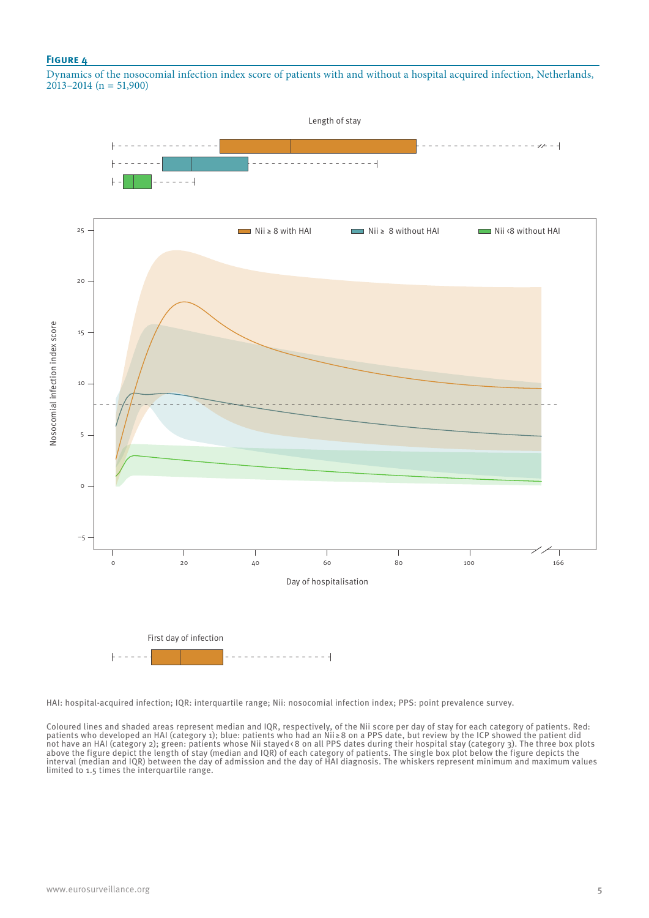**Figure 4**

Dynamics of the nosocomial infection index score of patients with and without a hospital acquired infection, Netherlands, 2013–2014 (n = 51,900)

Length of stay

Nii ≥ 8 with HAI | Nii ≥ 8 without HAI | Nii <8 without HAI

Nosocomial infection index score

Day of hospitalisation

First day of infection

HAI: hospital-acquired infection; IQR: interquartile range; Nii: nosocomial infection index; PPS: point prevalence survey.

Coloured lines and shaded areas represent median and IQR, respectively, of the Nii score per day of stay for each category of patients. Red: patients who developed an HAI (category 1); blue: patients who had an Nii ≥ 8 on a PPS date, but review by the ICP showed the patient did not have an HAI (category 2); green: patients whose Nii stayed < 8 on all PPS dates during their hospital stay (category 3). The three box plots above the figure depict the length of stay (median and IQR) of each category of patients. The single box plot below the figure depicts the interval (median and IQR) between the day of admission and the day of HAI diagnosis. The whiskers represent minimum and maximum values limited to 1.5 times the interquartile range.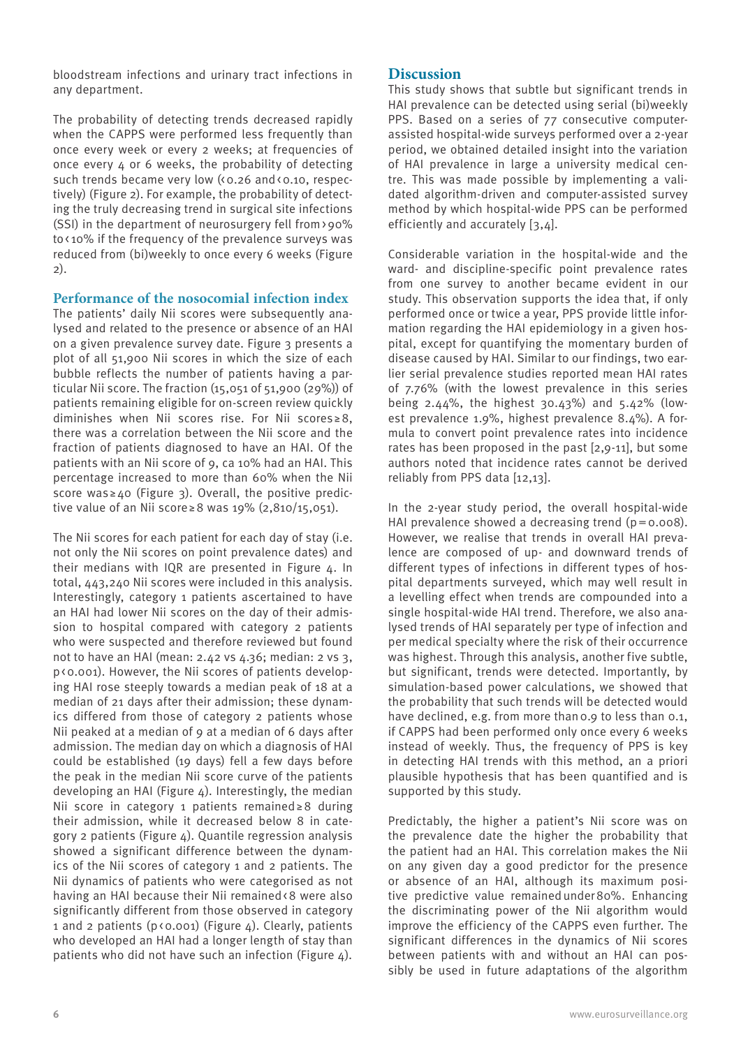bloodstream infections and urinary tract infections in any department.

The probability of detecting trends decreased rapidly when the CAPPS were performed less frequently than once every week or every 2 weeks; at frequencies of once every 4 or 6 weeks, the probability of detecting such trends became very low ($<0.26$ and $<0.10$, respectively) (Figure 2). For example, the probability of detecting the truly decreasing trend in surgical site infections (SSI) in the department of neurosurgery fell from >90% to <10% if the frequency of the prevalence surveys was reduced from (bi)weekly to once every 6 weeks (Figure 2).

## Performance of the nosocomial infection index

The patients' daily Nii scores were subsequently analysed and related to the presence or absence of an HAI on a given prevalence survey date. Figure 3 presents a plot of all 51,900 Nii scores in which the size of each bubble reflects the number of patients having a particular Nii score. The fraction (15,051 of 51,900 (29%)) of patients remaining eligible for on-screen review quickly diminishes when Nii scores rise. For Nii scores ≥8, there was a correlation between the Nii score and the fraction of patients diagnosed to have an HAI. Of the patients with an Nii score of 9, ca 10% had an HAI. This percentage increased to more than 60% when the Nii score was ≥40 (Figure 3). Overall, the positive predictive value of an Nii score ≥8 was 19% (2,810/15,051).

The Nii scores for each patient for each day of stay (i.e. not only the Nii scores on point prevalence dates) and their medians with IQR are presented in Figure 4. In total, 443,240 Nii scores were included in this analysis. Interestingly, category 1 patients ascertained to have an HAI had lower Nii scores on the day of their admission to hospital compared with category 2 patients who were suspected and therefore reviewed but found not to have an HAI (mean: 2.42 vs 4.36; median: 2 vs 3, $p<0.001$). However, the Nii scores of patients developing HAI rose steeply towards a median peak of 18 at a median of 21 days after their admission; these dynamics differed from those of category 2 patients whose Nii peaked at a median of 9 at a median of 6 days after admission. The median day on which a diagnosis of HAI could be established (19 days) fell a few days before the peak in the median Nii score curve of the patients developing an HAI (Figure 4). Interestingly, the median Nii score in category 1 patients remained ≥8 during their admission, while it decreased below 8 in category 2 patients (Figure 4). Quantile regression analysis showed a significant difference between the dynamics of the Nii scores of category 1 and 2 patients. The Nii dynamics of patients who were categorised as not having an HAI because their Nii remained <8 were also significantly different from those observed in category 1 and 2 patients ($p<0.001$) (Figure 4). Clearly, patients who developed an HAI had a longer length of stay than patients who did not have such an infection (Figure 4).

# Discussion

This study shows that subtle but significant trends in HAI prevalence can be detected using serial (bi)weekly PPS. Based on a series of 77 consecutive computer-assisted hospital-wide surveys performed over a 2-year period, we obtained detailed insight into the variation of HAI prevalence in large a university medical centre. This was made possible by implementing a validated algorithm-driven and computer-assisted survey method by which hospital-wide PPS can be performed efficiently and accurately [3,4].

Considerable variation in the hospital-wide and the ward- and discipline-specific point prevalence rates from one survey to another became evident in our study. This observation supports the idea that, if only performed once or twice a year, PPS provide little information regarding the HAI epidemiology in a given hospital, except for quantifying the momentary burden of disease caused by HAI. Similar to our findings, two earlier serial prevalence studies reported mean HAI rates of 7.76% (with the lowest prevalence in this series being 2.44%, the highest 30.43%) and 5.42% (lowest prevalence 1.9%, highest prevalence 8.4%). A formula to convert point prevalence rates into incidence rates has been proposed in the past [2,9-11], but some authors noted that incidence rates cannot be derived reliably from PPS data [12,13].

In the 2-year study period, the overall hospital-wide HAI prevalence showed a decreasing trend ($p=0.008$). However, we realise that trends in overall HAI prevalence are composed of up- and downward trends of different types of infections in different types of hospital departments surveyed, which may well result in a levelling effect when trends are compounded into a single hospital-wide HAI trend. Therefore, we also analysed trends of HAI separately per type of infection and per medical specialty where the risk of their occurrence was highest. Through this analysis, another five subtle, but significant, trends were detected. Importantly, by simulation-based power calculations, we showed that the probability that such trends will be detected would have declined, e.g. from more than 0.9 to less than 0.1, if CAPPS had been performed only once every 6 weeks instead of weekly. Thus, the frequency of PPS is key in detecting HAI trends with this method, an a priori plausible hypothesis that has been quantified and is supported by this study.

Predictably, the higher a patient's Nii score was on the prevalence date the higher the probability that the patient had an HAI. This correlation makes the Nii on any given day a good predictor for the presence or absence of an HAI, although its maximum positive predictive value remained under 80%. Enhancing the discriminating power of the Nii algorithm would improve the efficiency of the CAPPS even further. The significant differences in the dynamics of Nii scores between patients with and without an HAI can possibly be used in future adaptations of the algorithm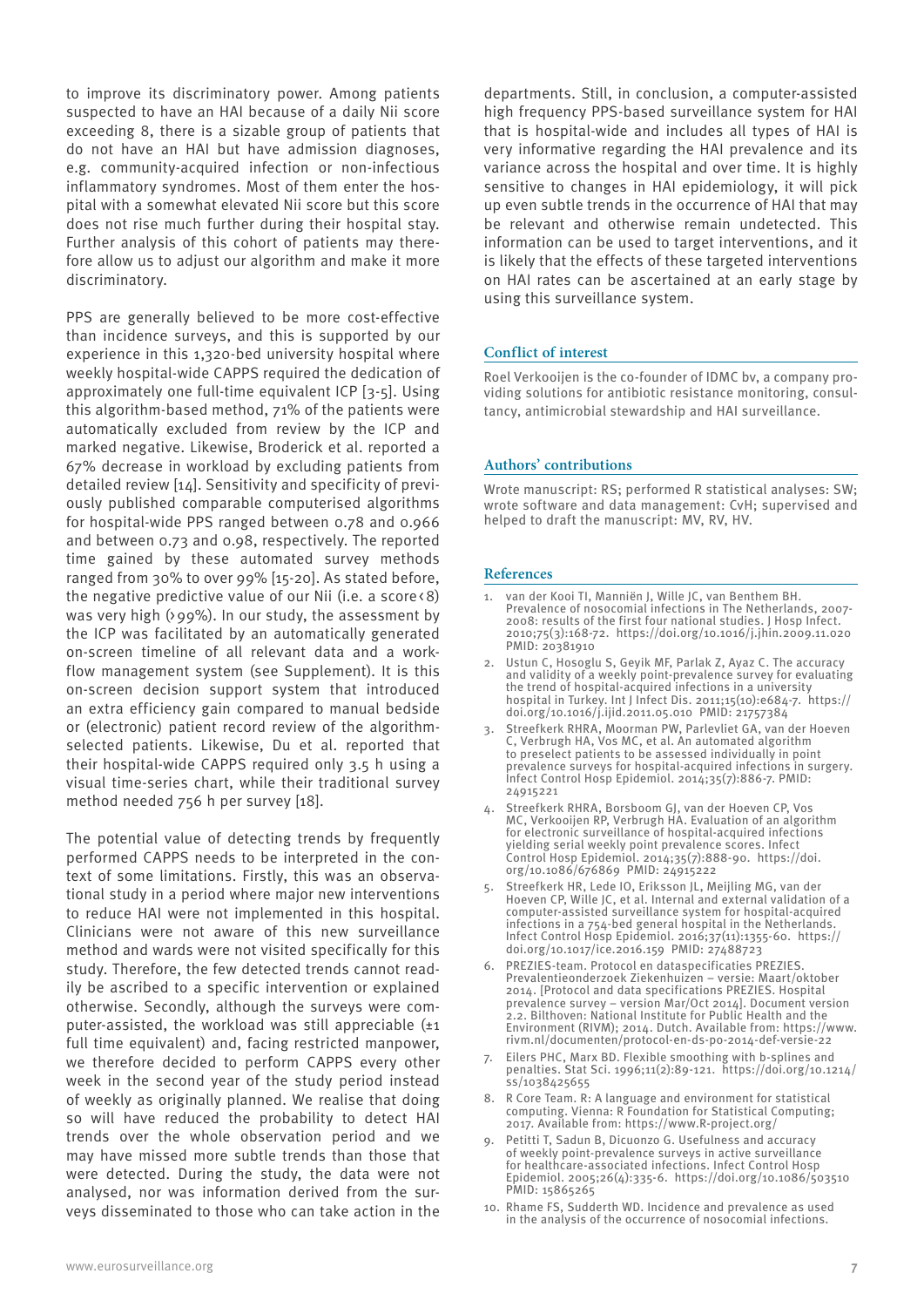to improve its discriminatory power. Among patients suspected to have an HAI because of a daily Nii score exceeding 8, there is a sizable group of patients that do not have an HAI but have admission diagnoses, e.g. community-acquired infection or non-infectious inflammatory syndromes. Most of them enter the hospital with a somewhat elevated Nii score but this score does not rise much further during their hospital stay. Further analysis of this cohort of patients may therefore allow us to adjust our algorithm and make it more discriminatory.

PPS are generally believed to be more cost-effective than incidence surveys, and this is supported by our experience in this 1,320-bed university hospital where weekly hospital-wide CAPPS required the dedication of approximately one full-time equivalent ICP [3-5]. Using this algorithm-based method, 71% of the patients were automatically excluded from review by the ICP and marked negative. Likewise, Broderick et al. reported a 67% decrease in workload by excluding patients from detailed review [14]. Sensitivity and specificity of previously published comparable computerised algorithms for hospital-wide PPS ranged between 0.78 and 0.966 and between 0.73 and 0.98, respectively. The reported time gained by these automated survey methods ranged from 30% to over 99% [15-20]. As stated before, the negative predictive value of our Nii (i.e. a score < 8) was very high (> 99%). In our study, the assessment by the ICP was facilitated by an automatically generated on-screen timeline of all relevant data and a workflow management system (see Supplement). It is this on-screen decision support system that introduced an extra efficiency gain compared to manual bedside or (electronic) patient record review of the algorithm-selected patients. Likewise, Du et al. reported that their hospital-wide CAPPS required only 3.5 h using a visual time-series chart, while their traditional survey method needed 756 h per survey [18].

The potential value of detecting trends by frequently performed CAPPS needs to be interpreted in the context of some limitations. Firstly, this was an observational study in a period where major new interventions to reduce HAI were not implemented in this hospital. Clinicians were not aware of this new surveillance method and wards were not visited specifically for this study. Therefore, the few detected trends cannot readily be ascribed to a specific intervention or explained otherwise. Secondly, although the surveys were computer-assisted, the workload was still appreciable (±1 full time equivalent) and, facing restricted manpower, we therefore decided to perform CAPPS every other week in the second year of the study period instead of weekly as originally planned. We realise that doing so will have reduced the probability to detect HAI trends over the whole observation period and we may have missed more subtle trends than those that were detected. During the study, the data were not analysed, nor was information derived from the surveys disseminated to those who can take action in the departments. Still, in conclusion, a computer-assisted high frequency PPS-based surveillance system for HAI that is hospital-wide and includes all types of HAI is very informative regarding the HAI prevalence and its variance across the hospital and over time. It is highly sensitive to changes in HAI epidemiology, it will pick up even subtle trends in the occurrence of HAI that may be relevant and otherwise remain undetected. This information can be used to target interventions, and it is likely that the effects of these targeted interventions on HAI rates can be ascertained at an early stage by using this surveillance system.

## Conflict of interest

Roel Verkooijen is the co-founder of IDMC bv, a company providing solutions for antibiotic resistance monitoring, consultancy, antimicrobial stewardship and HAI surveillance.

## Authors' contributions

Wrote manuscript: RS; performed R statistical analyses: SW; wrote software and data management: CvH; supervised and helped to draft the manuscript: MV, RV, HV.

## References

1. van der Kooi TI, Manniën J, Wille JC, van Benthem BH. Prevalence of nosocomial infections in The Netherlands, 2007-2008: results of the first four national studies. J Hosp Infect. 2010;75(3):168-72. https://doi.org/10.1016/j.jhin.2009.11.020 PMID: 20381910
2. Ustun C, Hosoglu S, Geyik MF, Parlak Z, Ayaz C. The accuracy and validity of a weekly point-prevalence survey for evaluating the trend of hospital-acquired infections in a university hospital in Turkey. Int J Infect Dis. 2011;15(10):e684-7. https://doi.org/10.1016/j.ijid.2011.05.010 PMID: 21757384
3. Streefkerk RHRA, Moorman PW, Parlevliet GA, van der Hoeven C, Verbrugh HA, Vos MC, et al. An automated algorithm to preselect patients to be assessed individually in point prevalence surveys for hospital-acquired infections in surgery. Infect Control Hosp Epidemiol. 2014;35(7):886-7. PMID: 24915221
4. Streefkerk RHRA, Borsboom GJ, van der Hoeven CP, Vos MC, Verkooijen RP, Verbrugh HA. Evaluation of an algorithm for electronic surveillance of hospital-acquired infections yielding serial weekly point prevalence scores. Infect Control Hosp Epidemiol. 2014;35(7):888-90. https://doi.org/10.1086/676869 PMID: 24915222
5. Streefkerk HR, Lede IO, Eriksson JL, Meijling MG, van der Hoeven CP, Wille JC, et al. Internal and external validation of a computer-assisted surveillance system for hospital-acquired infections in a 754-bed general hospital in the Netherlands. Infect Control Hosp Epidemiol. 2016;37(11):1355-60. https://doi.org/10.1017/ice.2016.159 PMID: 27488723
6. PREZIES-team. Protocol en dataspecificaties PREZIES. Prevalentieonderzoek Ziekenhuizen – versie: Maart/oktober 2014. [Protocol and data specifications PREZIES. Hospital prevalence survey – version Mar/Oct 2014]. Document version 2.2. Bilthoven: National Institute for Public Health and the Environment (RIVM); 2014. Dutch. Available from: https://www.rivm.nl/documenten/protocol-en-ds-po-2014-def-versie-22
7. Eilers PHC, Marx BD. Flexible smoothing with b-splines and penalties. Stat Sci. 1996;11(2):89-121. https://doi.org/10.1214/ss/1038425655
8. R Core Team. R: A language and environment for statistical computing. Vienna: R Foundation for Statistical Computing; 2017. Available from: https://www.R-project.org/
9. Petitti T, Sadun B, Dicuonzo G. Usefulness and accuracy of weekly point-prevalence surveys in active surveillance for healthcare-associated infections. Infect Control Hosp Epidemiol. 2005;26(4):335-6. https://doi.org/10.1086/503510 PMID: 15865265
10. Rhame FS, Sudderth WD. Incidence and prevalence as used in the analysis of the occurrence of nosocomial infections.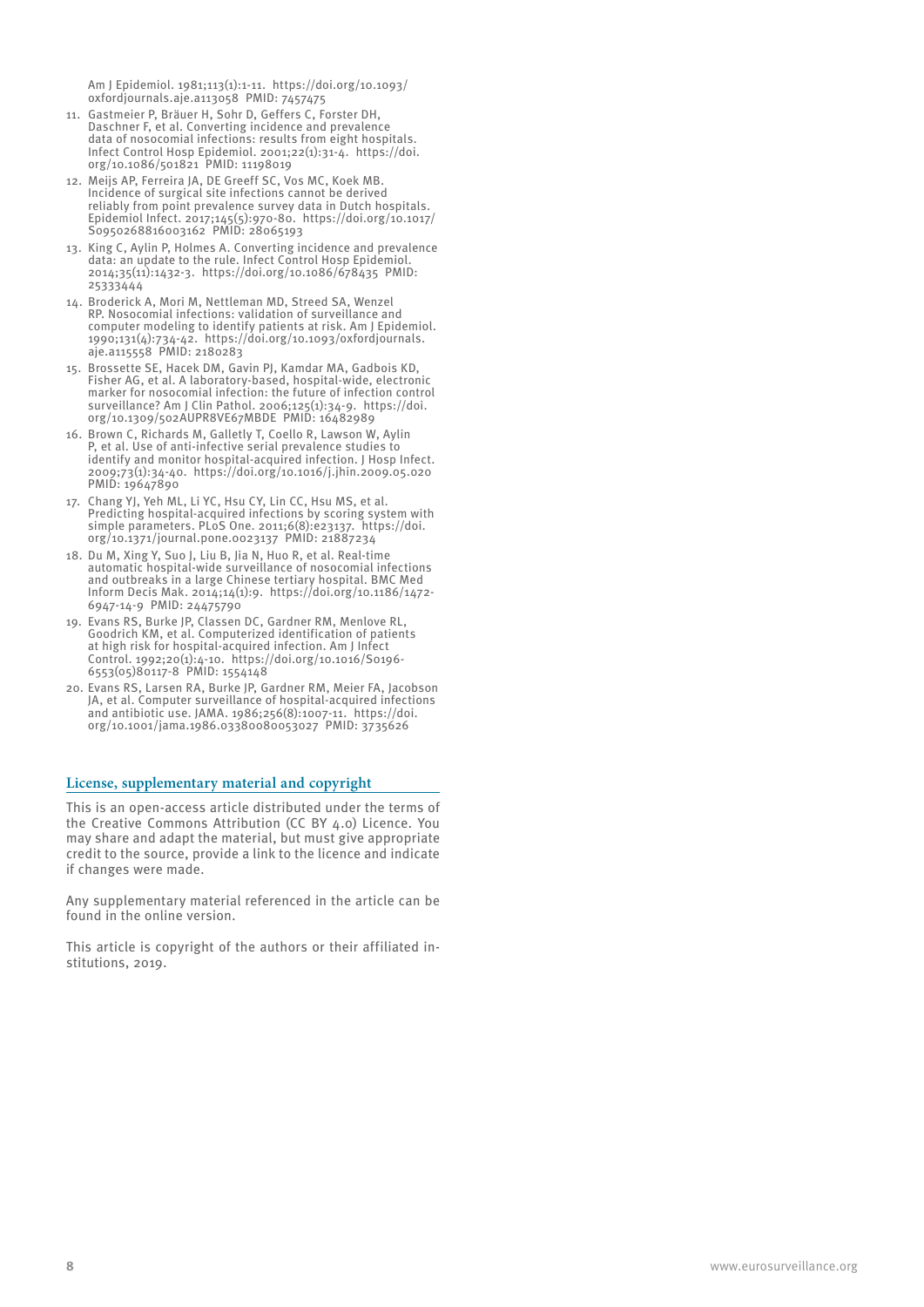Am J Epidemiol. 1981;113(1):1-11. https://doi.org/10.1093/oxfordjournals.aje.a113058 PMID: 7457475

11. Gastmeier P, Bräuer H, Sohr D, Geffers C, Forster DH, Daschner F, et al. Converting incidence and prevalence data of nosocomial infections: results from eight hospitals. Infect Control Hosp Epidemiol. 2001;22(1):31-4. https://doi.org/10.1086/501821 PMID: 11198019
12. Meijs AP, Ferreira JA, DE Greeff SC, Vos MC, Koek MB. Incidence of surgical site infections cannot be derived reliably from point prevalence survey data in Dutch hospitals. Epidemiol Infect. 2017;145(5):970-80. https://doi.org/10.1017/S0950268816003162 PMID: 28065193
13. King C, Aylin P, Holmes A. Converting incidence and prevalence data: an update to the rule. Infect Control Hosp Epidemiol. 2014;35(11):1432-3. https://doi.org/10.1086/678435 PMID: 25333444
14. Broderick A, Mori M, Nettleman MD, Streed SA, Wenzel RP. Nosocomial infections: validation of surveillance and computer modeling to identify patients at risk. Am J Epidemiol. 1990;131(4):734-42. https://doi.org/10.1093/oxfordjournals.aje.a115558 PMID: 2180283
15. Brossette SE, Hacek DM, Gavin PJ, Kamdar MA, Gadbois KD, Fisher AG, et al. A laboratory-based, hospital-wide, electronic marker for nosocomial infection: the future of infection control surveillance? Am J Clin Pathol. 2006;125(1):34-9. https://doi.org/10.1309/502AUPR8VE67MBDE PMID: 16482989
16. Brown C, Richards M, Galletly T, Coello R, Lawson W, Aylin P, et al. Use of anti-infective serial prevalence studies to identify and monitor hospital-acquired infection. J Hosp Infect. 2009;73(1):34-40. https://doi.org/10.1016/j.jhin.2009.05.020 PMID: 19647890
17. Chang YJ, Yeh ML, Li YC, Hsu CY, Lin CC, Hsu MS, et al. Predicting hospital-acquired infections by scoring system with simple parameters. PLoS One. 2011;6(8):e23137. https://doi.org/10.1371/journal.pone.0023137 PMID: 21887234
18. Du M, Xing Y, Suo J, Liu B, Jia N, Huo R, et al. Real-time automatic hospital-wide surveillance of nosocomial infections and outbreaks in a large Chinese tertiary hospital. BMC Med Inform Decis Mak. 2014;14(1):9. https://doi.org/10.1186/1472-6947-14-9 PMID: 24475790
19. Evans RS, Burke JP, Classen DC, Gardner RM, Menlove RL, Goodrich KM, et al. Computerized identification of patients at high risk for hospital-acquired infection. Am J Infect Control. 1992;20(1):4-10. https://doi.org/10.1016/S0196-6553(05)80117-8 PMID: 1554148
20. Evans RS, Larsen RA, Burke JP, Gardner RM, Meier FA, Jacobson JA, et al. Computer surveillance of hospital-acquired infections and antibiotic use. JAMA. 1986;256(8):1007-11. https://doi.org/10.1001/jama.1986.03380080053027 PMID: 3735626

## License, supplementary material and copyright

This is an open-access article distributed under the terms of the Creative Commons Attribution (CC BY 4.0) Licence. You may share and adapt the material, but must give appropriate credit to the source, provide a link to the licence and indicate if changes were made.

Any supplementary material referenced in the article can be found in the online version.

This article is copyright of the authors or their affiliated institutions, 2019.